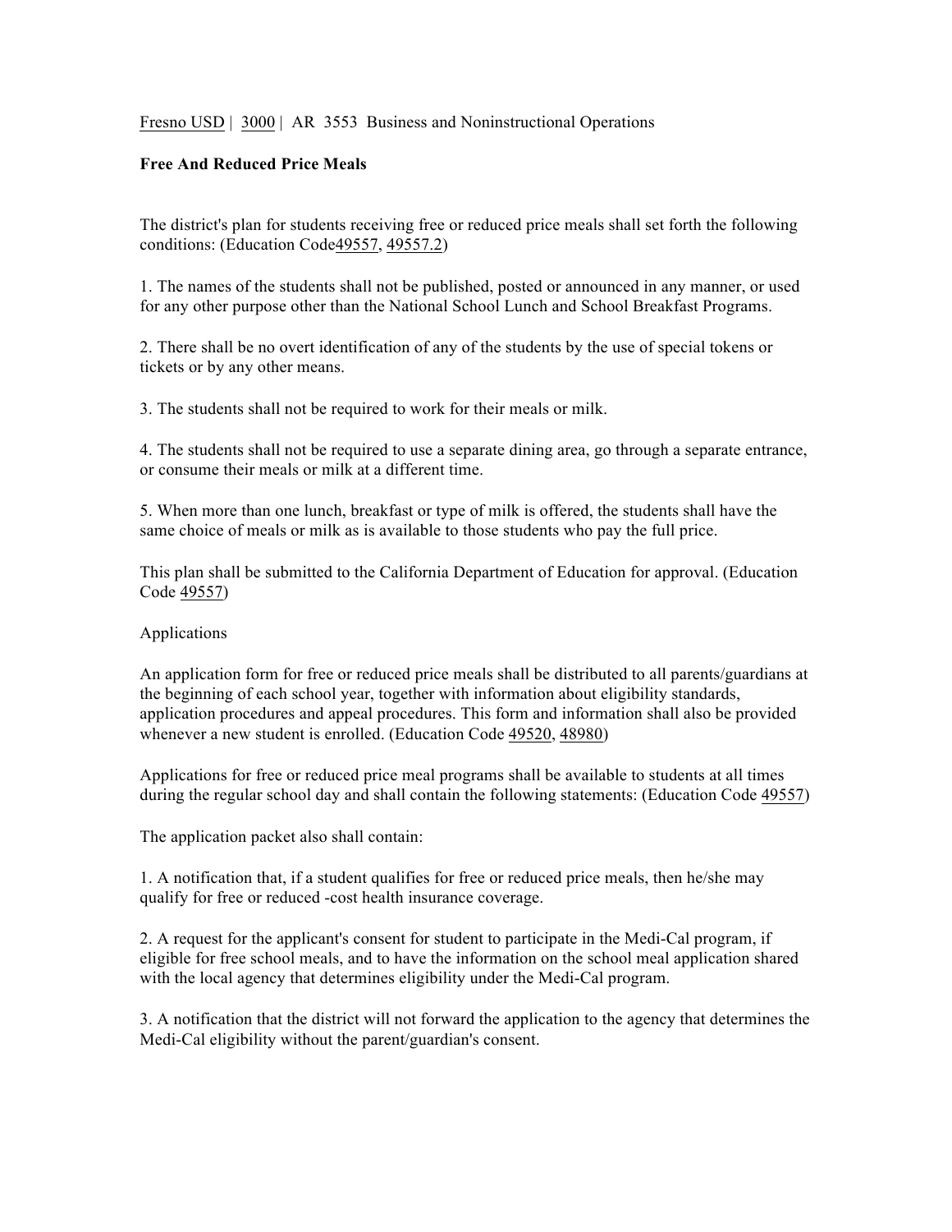Fresno USD | 3000 | AR 3553 Business and Noninstructional Operations

**Free And Reduced Price Meals**

The district's plan for students receiving free or reduced price meals shall set forth the following conditions: (Education Code49557, 49557.2)

1. The names of the students shall not be published, posted or announced in any manner, or used for any other purpose other than the National School Lunch and School Breakfast Programs.

2. There shall be no overt identification of any of the students by the use of special tokens or tickets or by any other means.

3. The students shall not be required to work for their meals or milk.

4. The students shall not be required to use a separate dining area, go through a separate entrance, or consume their meals or milk at a different time.

5. When more than one lunch, breakfast or type of milk is offered, the students shall have the same choice of meals or milk as is available to those students who pay the full price.

This plan shall be submitted to the California Department of Education for approval. (Education Code 49557)

Applications

An application form for free or reduced price meals shall be distributed to all parents/guardians at the beginning of each school year, together with information about eligibility standards, application procedures and appeal procedures. This form and information shall also be provided whenever a new student is enrolled. (Education Code 49520, 48980)

Applications for free or reduced price meal programs shall be available to students at all times during the regular school day and shall contain the following statements: (Education Code 49557)

The application packet also shall contain:

1. A notification that, if a student qualifies for free or reduced price meals, then he/she may qualify for free or reduced -cost health insurance coverage.

2. A request for the applicant's consent for student to participate in the Medi-Cal program, if eligible for free school meals, and to have the information on the school meal application shared with the local agency that determines eligibility under the Medi-Cal program.

3. A notification that the district will not forward the application to the agency that determines the Medi-Cal eligibility without the parent/guardian's consent.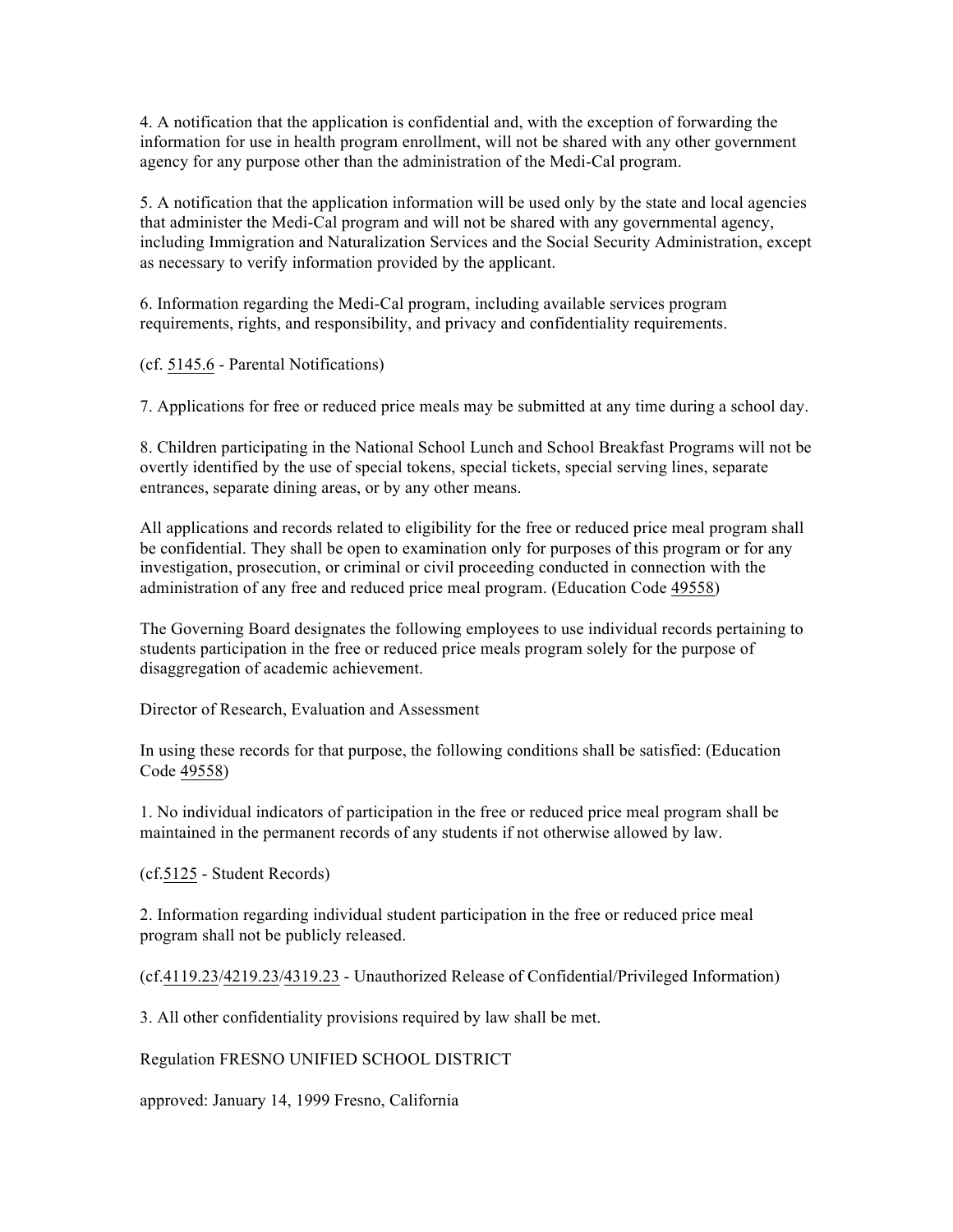4. A notification that the application is confidential and, with the exception of forwarding the information for use in health program enrollment, will not be shared with any other government agency for any purpose other than the administration of the Medi-Cal program.

5. A notification that the application information will be used only by the state and local agencies that administer the Medi-Cal program and will not be shared with any governmental agency, including Immigration and Naturalization Services and the Social Security Administration, except as necessary to verify information provided by the applicant.

6. Information regarding the Medi-Cal program, including available services program requirements, rights, and responsibility, and privacy and confidentiality requirements.

(cf. 5145.6 - Parental Notifications)

7. Applications for free or reduced price meals may be submitted at any time during a school day.

8. Children participating in the National School Lunch and School Breakfast Programs will not be overtly identified by the use of special tokens, special tickets, special serving lines, separate entrances, separate dining areas, or by any other means.

All applications and records related to eligibility for the free or reduced price meal program shall be confidential. They shall be open to examination only for purposes of this program or for any investigation, prosecution, or criminal or civil proceeding conducted in connection with the administration of any free and reduced price meal program. (Education Code 49558)

The Governing Board designates the following employees to use individual records pertaining to students participation in the free or reduced price meals program solely for the purpose of disaggregation of academic achievement.

Director of Research, Evaluation and Assessment

In using these records for that purpose, the following conditions shall be satisfied: (Education Code 49558)

1. No individual indicators of participation in the free or reduced price meal program shall be maintained in the permanent records of any students if not otherwise allowed by law.

(cf.5125 - Student Records)

2. Information regarding individual student participation in the free or reduced price meal program shall not be publicly released.

(cf.4119.23/4219.23/4319.23 - Unauthorized Release of Confidential/Privileged Information)

3. All other confidentiality provisions required by law shall be met.

Regulation FRESNO UNIFIED SCHOOL DISTRICT

approved: January 14, 1999 Fresno, California